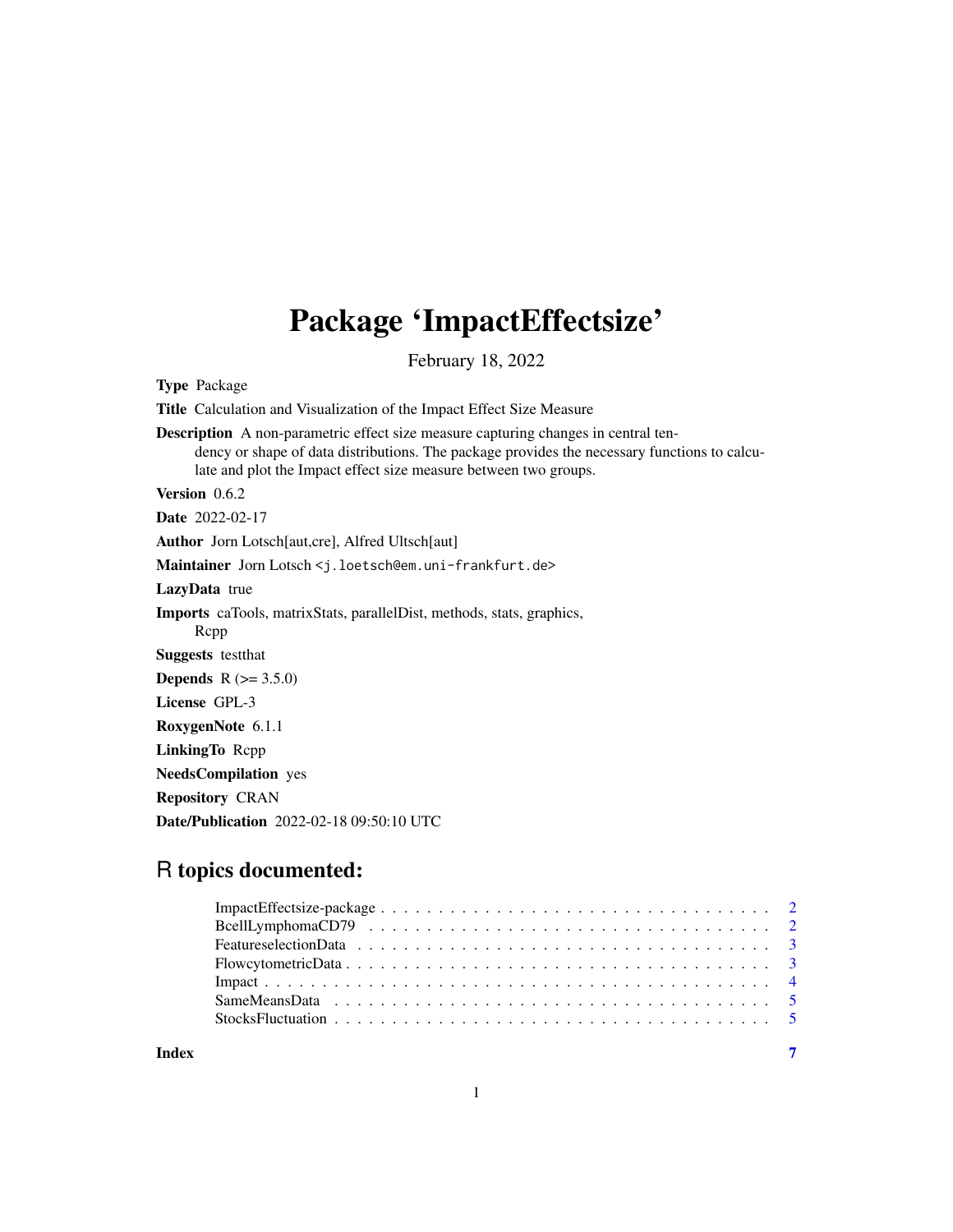# Package 'ImpactEffectsize'

February 18, 2022

**Type** Package

**Title** Calculation and Visualization of the Impact Effect Size Measure

**Description** A non-parametric effect size measure capturing changes in central tendency or shape of data distributions. The package provides the necessary functions to calculate and plot the Impact effect size measure between two groups.

**Version** 0.6.2

**Date** 2022-02-17

**Author** Jorn Lotsch[aut,cre], Alfred Ultsch[aut]

**Maintainer** Jorn Lotsch <j.loetsch@em.uni-frankfurt.de>

**LazyData** true

**Imports** caTools, matrixStats, parallelDist, methods, stats, graphics, Rcpp

**Suggests** testthat

**Depends** R (>= 3.5.0)

**License** GPL-3

**RoxygenNote** 6.1.1

**LinkingTo** Rcpp

**NeedsCompilation** yes

**Repository** CRAN

**Date/Publication** 2022-02-18 09:50:10 UTC

## R topics documented:

- ImpactEffectsize-package . . . . . . . . . . . . . . . . . . . . . . . . . . . . . . . . . . . 2
- BcellLymphomaCD79 . . . . . . . . . . . . . . . . . . . . . . . . . . . . . . . . . . . . . 2
- FeatureselectionData . . . . . . . . . . . . . . . . . . . . . . . . . . . . . . . . . . . . . 3
- FlowcytometricData . . . . . . . . . . . . . . . . . . . . . . . . . . . . . . . . . . . . . . 3
- Impact . . . . . . . . . . . . . . . . . . . . . . . . . . . . . . . . . . . . . . . . . . . . . 4
- SameMeansData . . . . . . . . . . . . . . . . . . . . . . . . . . . . . . . . . . . . . . . . 5
- StocksFluctuation . . . . . . . . . . . . . . . . . . . . . . . . . . . . . . . . . . . . . . 5

**Index** 7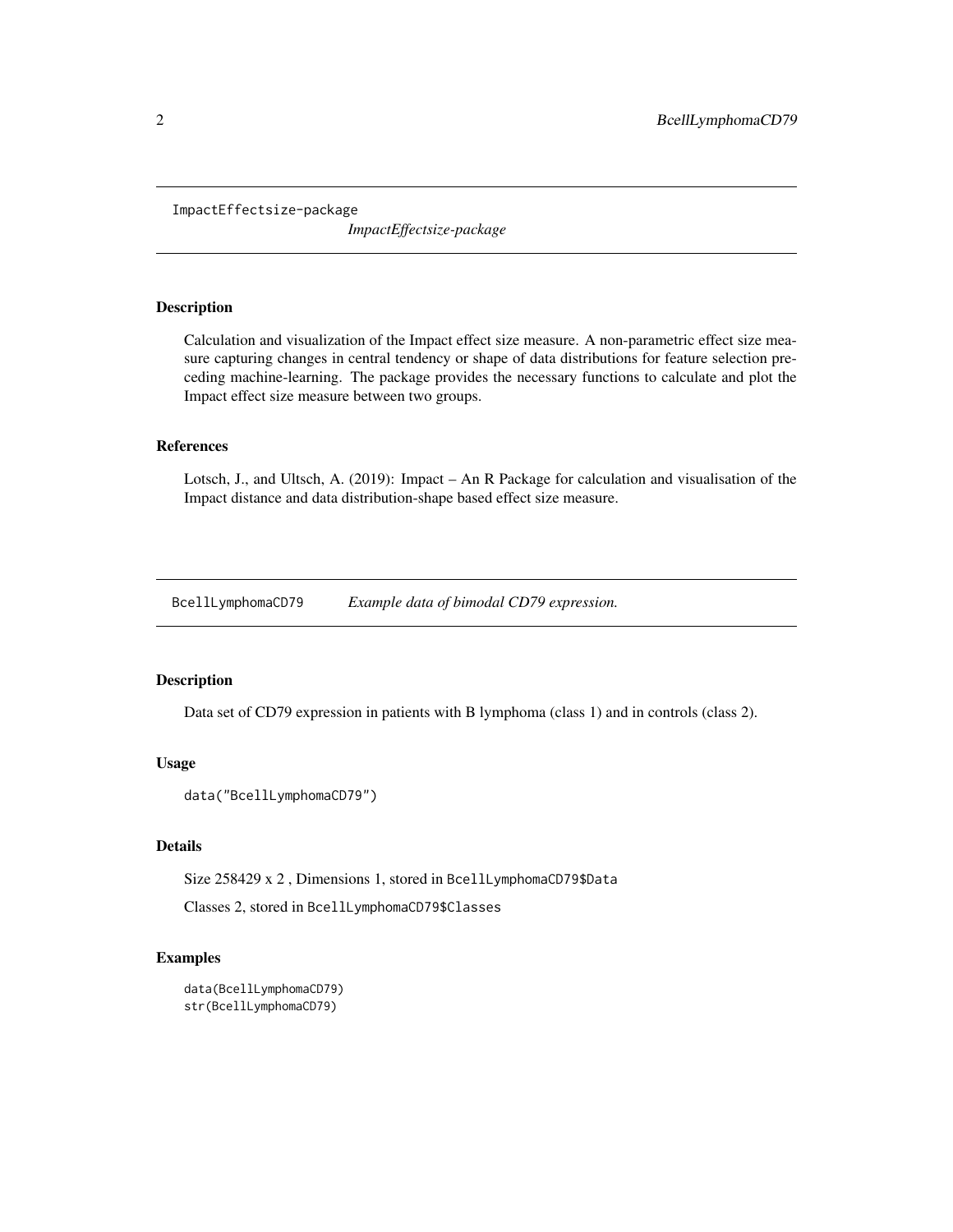## ImpactEffectsize-package

*ImpactEffectsize-package*

### Description

Calculation and visualization of the Impact effect size measure. A non-parametric effect size measure capturing changes in central tendency or shape of data distributions for feature selection preceding machine-learning. The package provides the necessary functions to calculate and plot the Impact effect size measure between two groups.

### References

Lotsch, J., and Ultsch, A. (2019): Impact – An R Package for calculation and visualisation of the Impact distance and data distribution-shape based effect size measure.

## BcellLymphomaCD79

*Example data of bimodal CD79 expression.*

### Description

Data set of CD79 expression in patients with B lymphoma (class 1) and in controls (class 2).

### Usage

```
data("BcellLymphomaCD79")
```

### Details

Size 258429 x 2 , Dimensions 1, stored in `BcellLymphomaCD79$Data`

Classes 2, stored in `BcellLymphomaCD79$Classes`

### Examples

```
data(BcellLymphomaCD79)
str(BcellLymphomaCD79)
```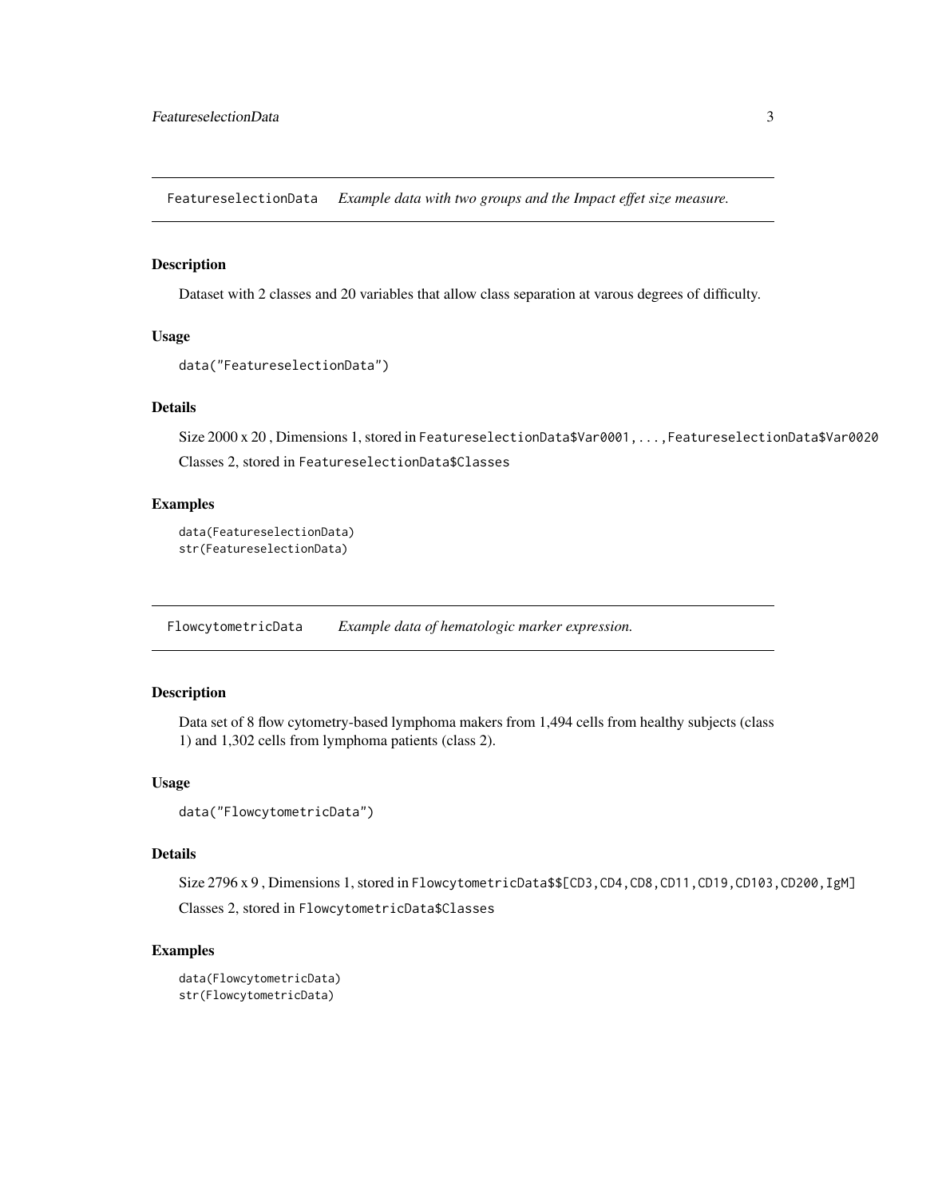## FeatureselectionData *Example data with two groups and the Impact effet size measure.*

### Description

Dataset with 2 classes and 20 variables that allow class separation at varous degrees of difficulty.

### Usage

```
data("FeatureselectionData")
```

### Details

Size 2000 x 20 , Dimensions 1, stored in `FeatureselectionData$Var0001,...,FeatureselectionData$Var0020`

Classes 2, stored in `FeatureselectionData$Classes`

### Examples

```
data(FeatureselectionData)
str(FeatureselectionData)
```

## FlowcytometricData *Example data of hematologic marker expression.*

### Description

Data set of 8 flow cytometry-based lymphoma makers from 1,494 cells from healthy subjects (class 1) and 1,302 cells from lymphoma patients (class 2).

### Usage

```
data("FlowcytometricData")
```

### Details

Size 2796 x 9 , Dimensions 1, stored in `FlowcytometricData$$[CD3,CD4,CD8,CD11,CD19,CD103,CD200,IgM]`

Classes 2, stored in `FlowcytometricData$Classes`

### Examples

```
data(FlowcytometricData)
str(FlowcytometricData)
```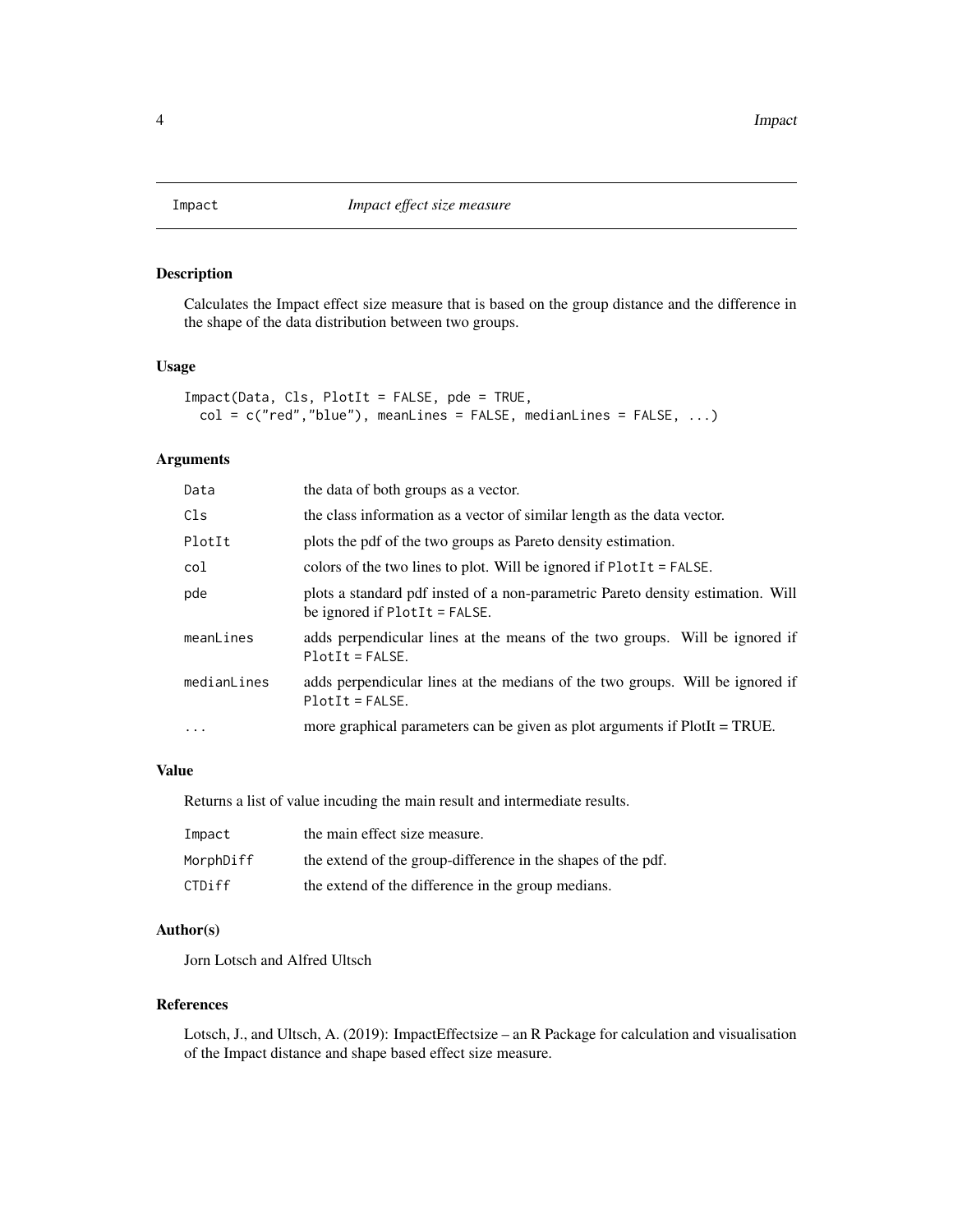Impact *Impact effect size measure*

## Description

Calculates the Impact effect size measure that is based on the group distance and the difference in the shape of the data distribution between two groups.

## Usage

```
Impact(Data, Cls, PlotIt = FALSE, pde = TRUE,
  col = c("red","blue"), meanLines = FALSE, medianLines = FALSE, ...)
```

## Arguments

| | |
|---|---|
| Data | the data of both groups as a vector. |
| Cls | the class information as a vector of similar length as the data vector. |
| PlotIt | plots the pdf of the two groups as Pareto density estimation. |
| col | colors of the two lines to plot. Will be ignored if PlotIt = FALSE. |
| pde | plots a standard pdf insted of a non-parametric Pareto density estimation. Will be ignored if PlotIt = FALSE. |
| meanLines | adds perpendicular lines at the means of the two groups. Will be ignored if PlotIt = FALSE. |
| medianLines | adds perpendicular lines at the medians of the two groups. Will be ignored if PlotIt = FALSE. |
| ... | more graphical parameters can be given as plot arguments if PlotIt = TRUE. |

## Value

Returns a list of value incuding the main result and intermediate results.

| | |
|---|---|
| Impact | the main effect size measure. |
| MorphDiff | the extend of the group-difference in the shapes of the pdf. |
| CTDiff | the extend of the difference in the group medians. |

## Author(s)

Jorn Lotsch and Alfred Ultsch

## References

Lotsch, J., and Ultsch, A. (2019): ImpactEffectsize – an R Package for calculation and visualisation of the Impact distance and shape based effect size measure.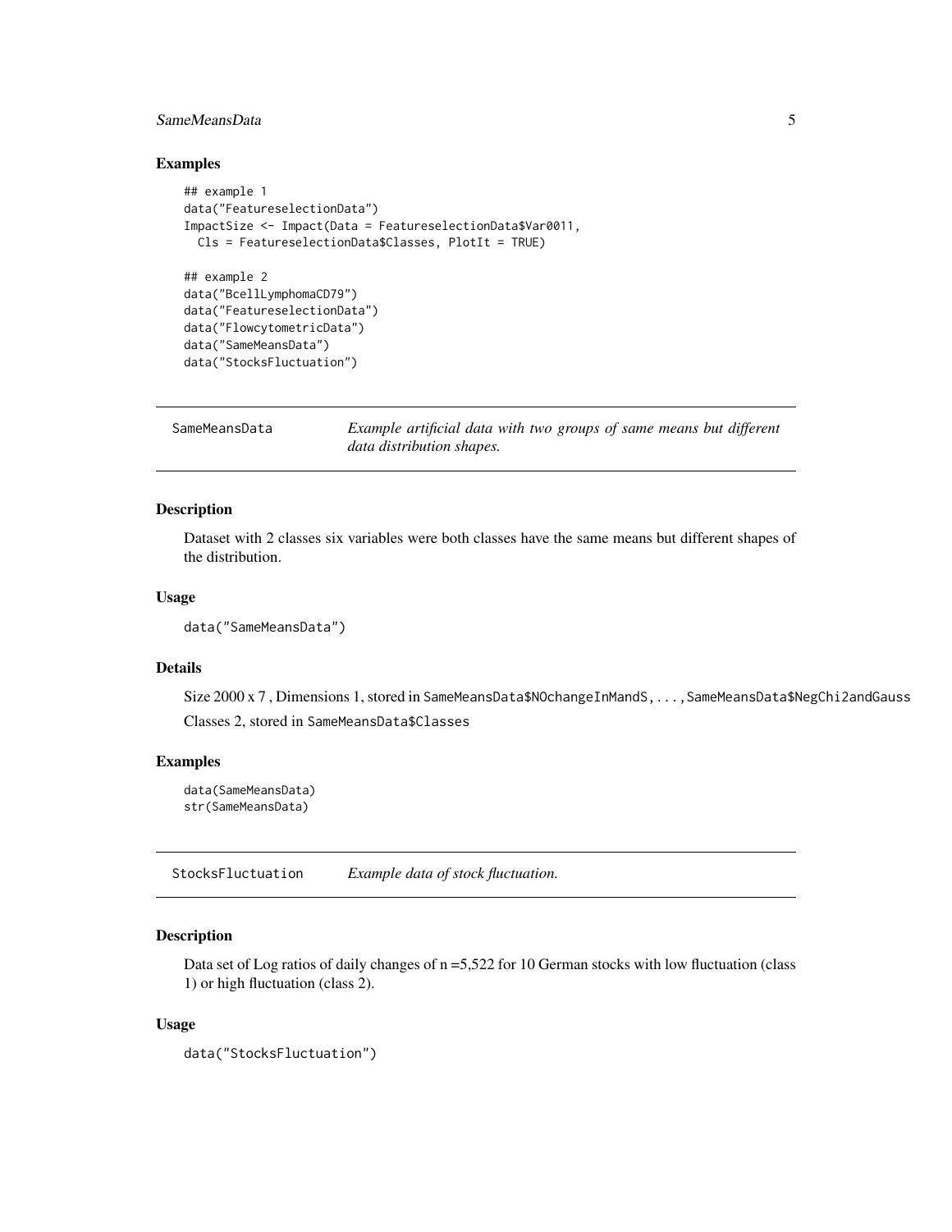### Examples

```
## example 1
data("FeatureselectionData")
ImpactSize <- Impact(Data = FeatureselectionData$Var0011,
  Cls = FeatureselectionData$Classes, PlotIt = TRUE)

## example 2
data("BcellLymphomaCD79")
data("FeatureselectionData")
data("FlowcytometricData")
data("SameMeansData")
data("StocksFluctuation")
```

---

## SameMeansData — *Example artificial data with two groups of same means but different data distribution shapes.*

---

### Description

Dataset with 2 classes six variables were both classes have the same means but different shapes of the distribution.

### Usage

```
data("SameMeansData")
```

### Details

Size 2000 x 7 , Dimensions 1, stored in `SameMeansData$NOchangeInMandS`, . . . , `SameMeansData$NegChi2andGauss`

Classes 2, stored in `SameMeansData$Classes`

### Examples

```
data(SameMeansData)
str(SameMeansData)
```

---

## StocksFluctuation — *Example data of stock fluctuation.*

---

### Description

Data set of Log ratios of daily changes of n =5,522 for 10 German stocks with low fluctuation (class 1) or high fluctuation (class 2).

### Usage

```
data("StocksFluctuation")
```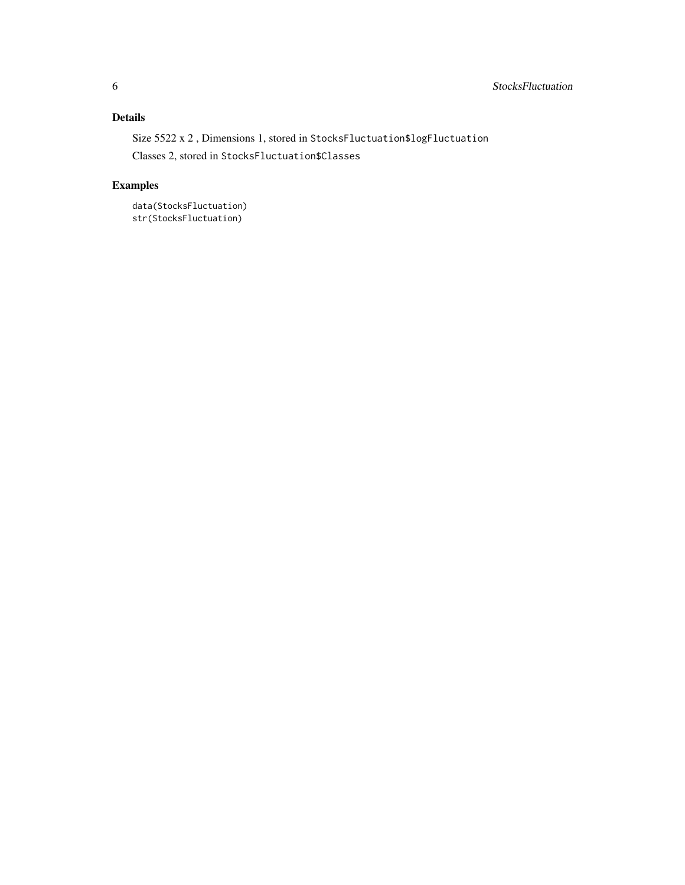## Details

Size 5522 x 2 , Dimensions 1, stored in `StocksFluctuation$logFluctuation`

Classes 2, stored in `StocksFluctuation$Classes`

## Examples

```
data(StocksFluctuation)
str(StocksFluctuation)
```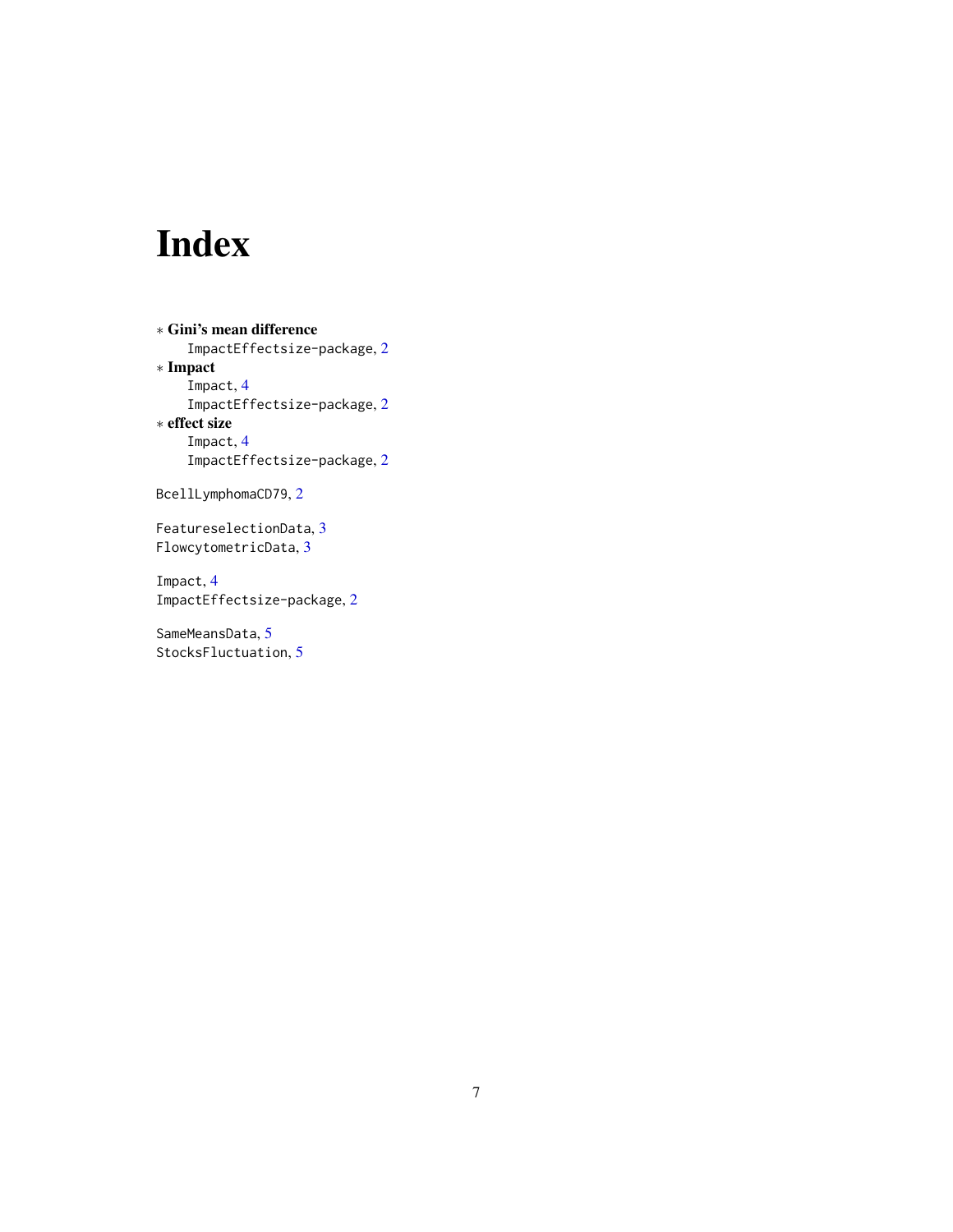# Index

∗ **Gini's mean difference**
    ImpactEffectsize-package, 2

∗ **Impact**
    Impact, 4
    ImpactEffectsize-package, 2

∗ **effect size**
    Impact, 4
    ImpactEffectsize-package, 2

BcellLymphomaCD79, 2

FeatureselectionData, 3
FlowcytometricData, 3

Impact, 4
ImpactEffectsize-package, 2

SameMeansData, 5
StocksFluctuation, 5